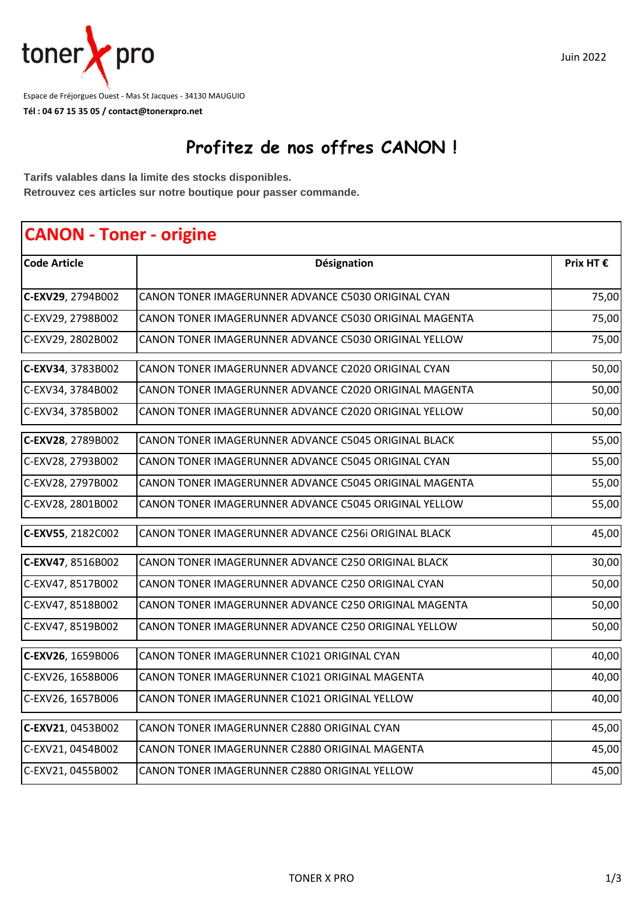toner pro

Espace de Fréjorgues Ouest - Mas St Jacques - 34130 MAUGUIO

**Tél : 04 67 15 35 05 / contact@tonerxpro.net**

Juin 2022

# Profitez de nos offres CANON !

**Tarifs valables dans la limite des stocks disponibles.**
**Retrouvez ces articles sur notre boutique pour passer commande.**

## CANON - Toner - origine

| Code Article | Désignation | Prix HT € |
|---|---|---|
| **C-EXV29**, 2794B002 | CANON TONER IMAGERUNNER ADVANCE C5030 ORIGINAL CYAN | 75,00 |
| C-EXV29, 2798B002 | CANON TONER IMAGERUNNER ADVANCE C5030 ORIGINAL MAGENTA | 75,00 |
| C-EXV29, 2802B002 | CANON TONER IMAGERUNNER ADVANCE C5030 ORIGINAL YELLOW | 75,00 |
| **C-EXV34**, 3783B002 | CANON TONER IMAGERUNNER ADVANCE C2020 ORIGINAL CYAN | 50,00 |
| C-EXV34, 3784B002 | CANON TONER IMAGERUNNER ADVANCE C2020 ORIGINAL MAGENTA | 50,00 |
| C-EXV34, 3785B002 | CANON TONER IMAGERUNNER ADVANCE C2020 ORIGINAL YELLOW | 50,00 |
| **C-EXV28**, 2789B002 | CANON TONER IMAGERUNNER ADVANCE C5045 ORIGINAL BLACK | 55,00 |
| C-EXV28, 2793B002 | CANON TONER IMAGERUNNER ADVANCE C5045 ORIGINAL CYAN | 55,00 |
| C-EXV28, 2797B002 | CANON TONER IMAGERUNNER ADVANCE C5045 ORIGINAL MAGENTA | 55,00 |
| C-EXV28, 2801B002 | CANON TONER IMAGERUNNER ADVANCE C5045 ORIGINAL YELLOW | 55,00 |
| **C-EXV55**, 2182C002 | CANON TONER IMAGERUNNER ADVANCE C256i ORIGINAL BLACK | 45,00 |
| **C-EXV47**, 8516B002 | CANON TONER IMAGERUNNER ADVANCE C250 ORIGINAL BLACK | 30,00 |
| C-EXV47, 8517B002 | CANON TONER IMAGERUNNER ADVANCE C250 ORIGINAL CYAN | 50,00 |
| C-EXV47, 8518B002 | CANON TONER IMAGERUNNER ADVANCE C250 ORIGINAL MAGENTA | 50,00 |
| C-EXV47, 8519B002 | CANON TONER IMAGERUNNER ADVANCE C250 ORIGINAL YELLOW | 50,00 |
| **C-EXV26**, 1659B006 | CANON TONER IMAGERUNNER C1021 ORIGINAL CYAN | 40,00 |
| C-EXV26, 1658B006 | CANON TONER IMAGERUNNER C1021 ORIGINAL MAGENTA | 40,00 |
| C-EXV26, 1657B006 | CANON TONER IMAGERUNNER C1021 ORIGINAL YELLOW | 40,00 |
| **C-EXV21**, 0453B002 | CANON TONER IMAGERUNNER C2880 ORIGINAL CYAN | 45,00 |
| C-EXV21, 0454B002 | CANON TONER IMAGERUNNER C2880 ORIGINAL MAGENTA | 45,00 |
| C-EXV21, 0455B002 | CANON TONER IMAGERUNNER C2880 ORIGINAL YELLOW | 45,00 |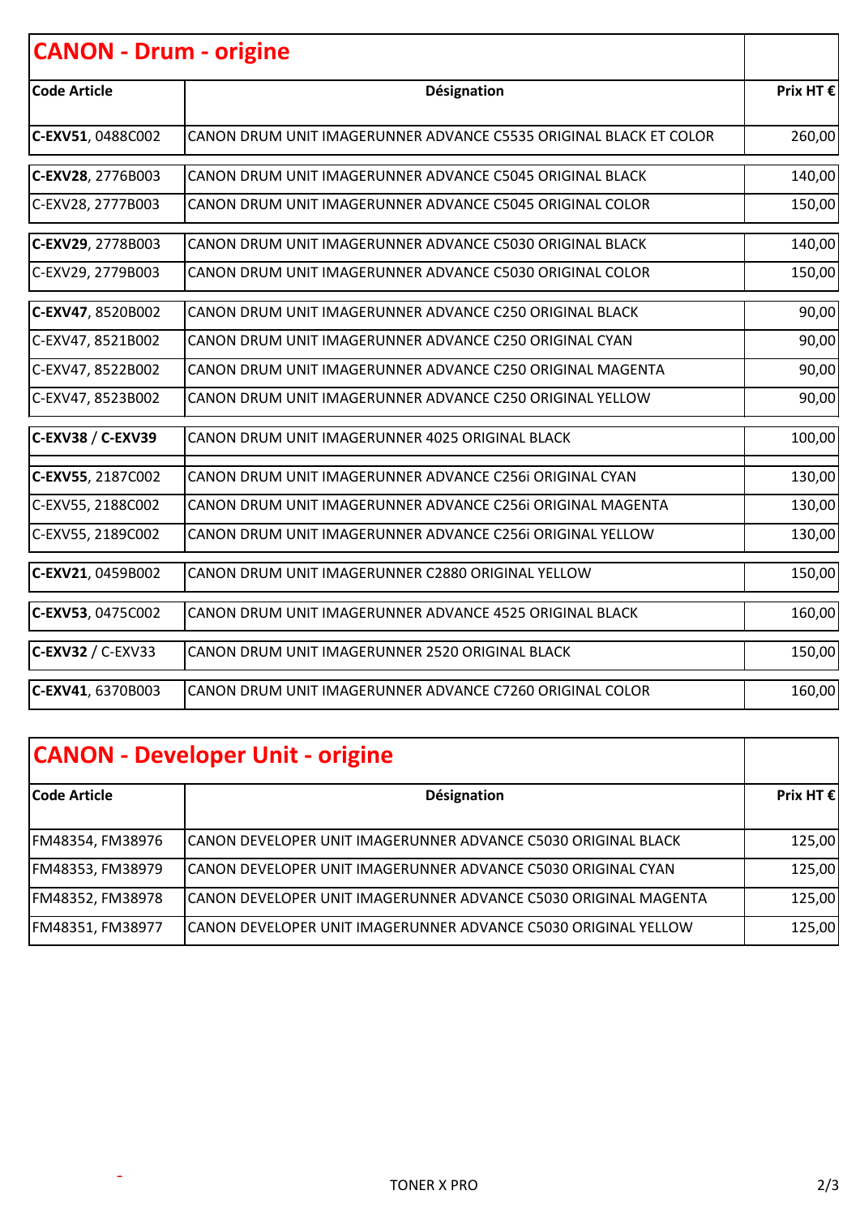## CANON - Drum - origine

| Code Article | Désignation | Prix HT € |
|---|---|---|
| **C-EXV51**, 0488C002 | CANON DRUM UNIT IMAGERUNNER ADVANCE C5535 ORIGINAL BLACK ET COLOR | 260,00 |
| **C-EXV28**, 2776B003 | CANON DRUM UNIT IMAGERUNNER ADVANCE C5045 ORIGINAL BLACK | 140,00 |
| C-EXV28, 2777B003 | CANON DRUM UNIT IMAGERUNNER ADVANCE C5045 ORIGINAL COLOR | 150,00 |
| **C-EXV29**, 2778B003 | CANON DRUM UNIT IMAGERUNNER ADVANCE C5030 ORIGINAL BLACK | 140,00 |
| C-EXV29, 2779B003 | CANON DRUM UNIT IMAGERUNNER ADVANCE C5030 ORIGINAL COLOR | 150,00 |
| **C-EXV47**, 8520B002 | CANON DRUM UNIT IMAGERUNNER ADVANCE C250 ORIGINAL BLACK | 90,00 |
| C-EXV47, 8521B002 | CANON DRUM UNIT IMAGERUNNER ADVANCE C250 ORIGINAL CYAN | 90,00 |
| C-EXV47, 8522B002 | CANON DRUM UNIT IMAGERUNNER ADVANCE C250 ORIGINAL MAGENTA | 90,00 |
| C-EXV47, 8523B002 | CANON DRUM UNIT IMAGERUNNER ADVANCE C250 ORIGINAL YELLOW | 90,00 |
| **C-EXV38** / **C-EXV39** | CANON DRUM UNIT IMAGERUNNER 4025 ORIGINAL BLACK | 100,00 |
| **C-EXV55**, 2187C002 | CANON DRUM UNIT IMAGERUNNER ADVANCE C256i ORIGINAL CYAN | 130,00 |
| C-EXV55, 2188C002 | CANON DRUM UNIT IMAGERUNNER ADVANCE C256i ORIGINAL MAGENTA | 130,00 |
| C-EXV55, 2189C002 | CANON DRUM UNIT IMAGERUNNER ADVANCE C256i ORIGINAL YELLOW | 130,00 |
| **C-EXV21**, 0459B002 | CANON DRUM UNIT IMAGERUNNER C2880 ORIGINAL YELLOW | 150,00 |
| **C-EXV53**, 0475C002 | CANON DRUM UNIT IMAGERUNNER ADVANCE 4525 ORIGINAL BLACK | 160,00 |
| **C-EXV32** / C-EXV33 | CANON DRUM UNIT IMAGERUNNER 2520 ORIGINAL BLACK | 150,00 |
| **C-EXV41**, 6370B003 | CANON DRUM UNIT IMAGERUNNER ADVANCE C7260 ORIGINAL COLOR | 160,00 |

## CANON - Developer Unit - origine

| Code Article | Désignation | Prix HT € |
|---|---|---|
| FM48354, FM38976 | CANON DEVELOPER UNIT IMAGERUNNER ADVANCE C5030 ORIGINAL BLACK | 125,00 |
| FM48353, FM38979 | CANON DEVELOPER UNIT IMAGERUNNER ADVANCE C5030 ORIGINAL CYAN | 125,00 |
| FM48352, FM38978 | CANON DEVELOPER UNIT IMAGERUNNER ADVANCE C5030 ORIGINAL MAGENTA | 125,00 |
| FM48351, FM38977 | CANON DEVELOPER UNIT IMAGERUNNER ADVANCE C5030 ORIGINAL YELLOW | 125,00 |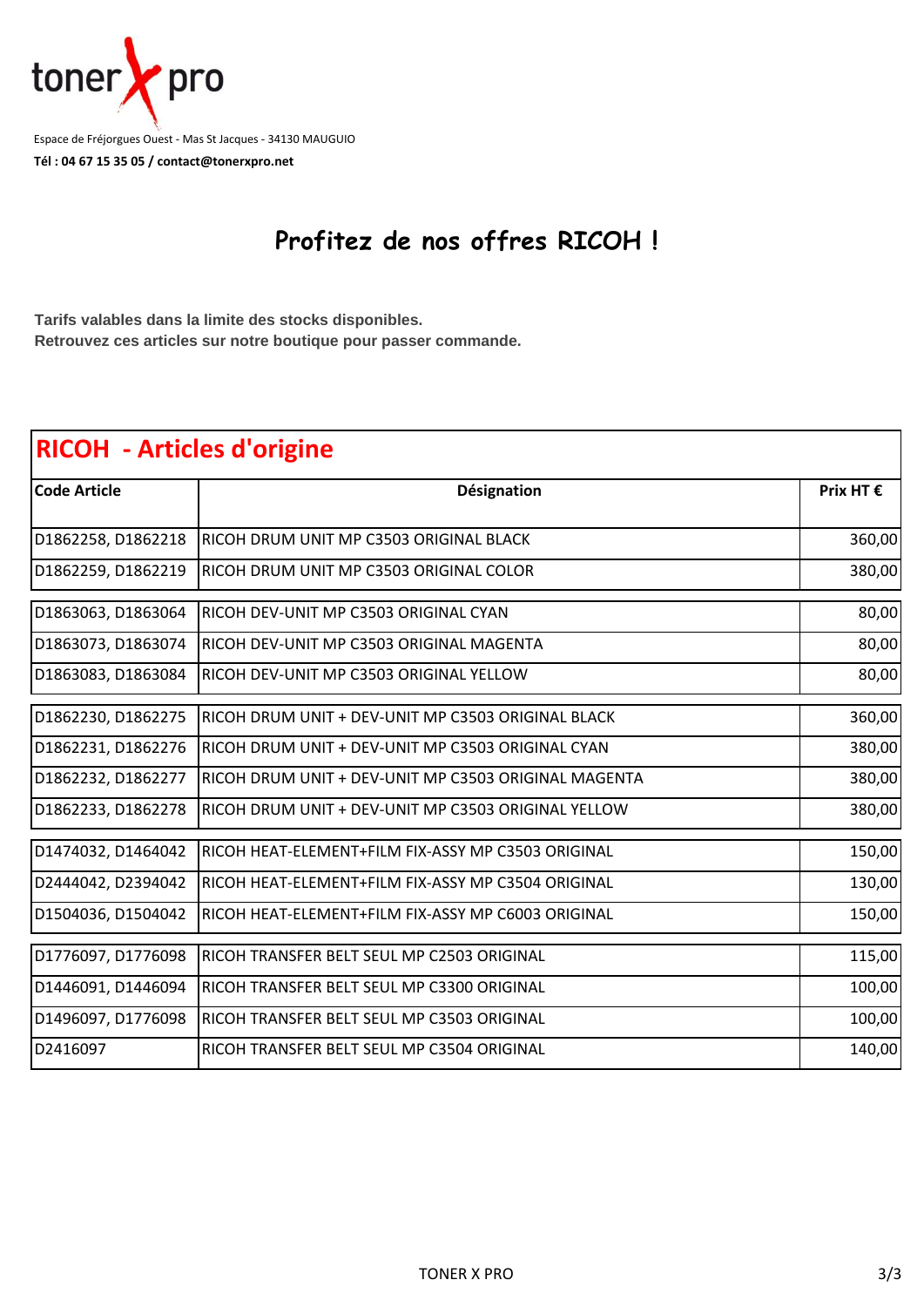toner pro

Espace de Fréjorgues Ouest - Mas St Jacques - 34130 MAUGUIO

**Tél : 04 67 15 35 05 / contact@tonerxpro.net**

# Profitez de nos offres RICOH !

**Tarifs valables dans la limite des stocks disponibles.**
**Retrouvez ces articles sur notre boutique pour passer commande.**

## RICOH - Articles d'origine

| Code Article | Désignation | Prix HT € |
|---|---|---|
| D1862258, D1862218 | RICOH DRUM UNIT MP C3503 ORIGINAL BLACK | 360,00 |
| D1862259, D1862219 | RICOH DRUM UNIT MP C3503 ORIGINAL COLOR | 380,00 |
| D1863063, D1863064 | RICOH DEV-UNIT MP C3503 ORIGINAL CYAN | 80,00 |
| D1863073, D1863074 | RICOH DEV-UNIT MP C3503 ORIGINAL MAGENTA | 80,00 |
| D1863083, D1863084 | RICOH DEV-UNIT MP C3503 ORIGINAL YELLOW | 80,00 |
| D1862230, D1862275 | RICOH DRUM UNIT + DEV-UNIT MP C3503 ORIGINAL BLACK | 360,00 |
| D1862231, D1862276 | RICOH DRUM UNIT + DEV-UNIT MP C3503 ORIGINAL CYAN | 380,00 |
| D1862232, D1862277 | RICOH DRUM UNIT + DEV-UNIT MP C3503 ORIGINAL MAGENTA | 380,00 |
| D1862233, D1862278 | RICOH DRUM UNIT + DEV-UNIT MP C3503 ORIGINAL YELLOW | 380,00 |
| D1474032, D1464042 | RICOH HEAT-ELEMENT+FILM FIX-ASSY MP C3503 ORIGINAL | 150,00 |
| D2444042, D2394042 | RICOH HEAT-ELEMENT+FILM FIX-ASSY MP C3504 ORIGINAL | 130,00 |
| D1504036, D1504042 | RICOH HEAT-ELEMENT+FILM FIX-ASSY MP C6003 ORIGINAL | 150,00 |
| D1776097, D1776098 | RICOH TRANSFER BELT SEUL MP C2503 ORIGINAL | 115,00 |
| D1446091, D1446094 | RICOH TRANSFER BELT SEUL MP C3300 ORIGINAL | 100,00 |
| D1496097, D1776098 | RICOH TRANSFER BELT SEUL MP C3503 ORIGINAL | 100,00 |
| D2416097 | RICOH TRANSFER BELT SEUL MP C3504 ORIGINAL | 140,00 |